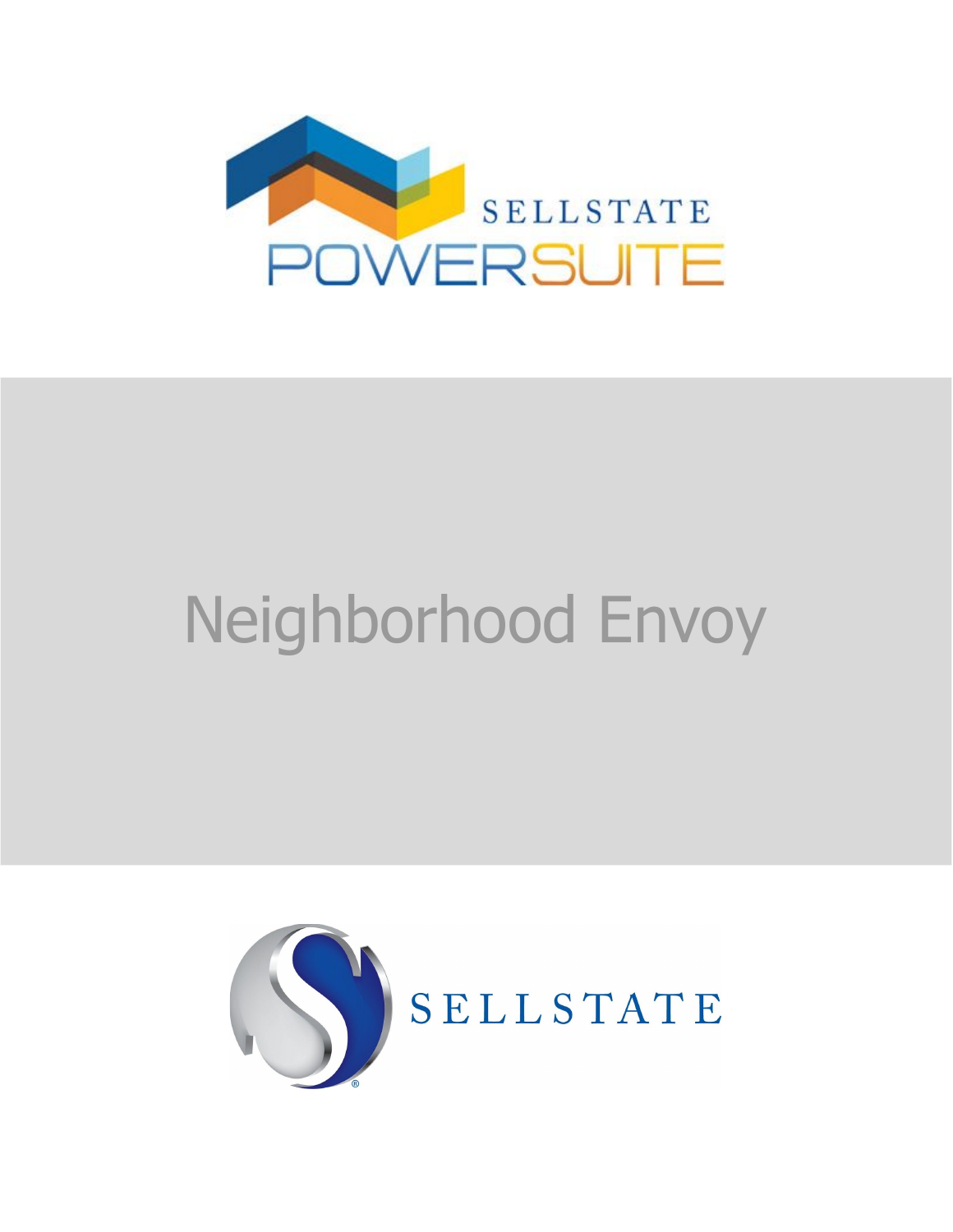SELLSTATE

POWERSUITE

# Neighborhood Envoy

SELLSTATE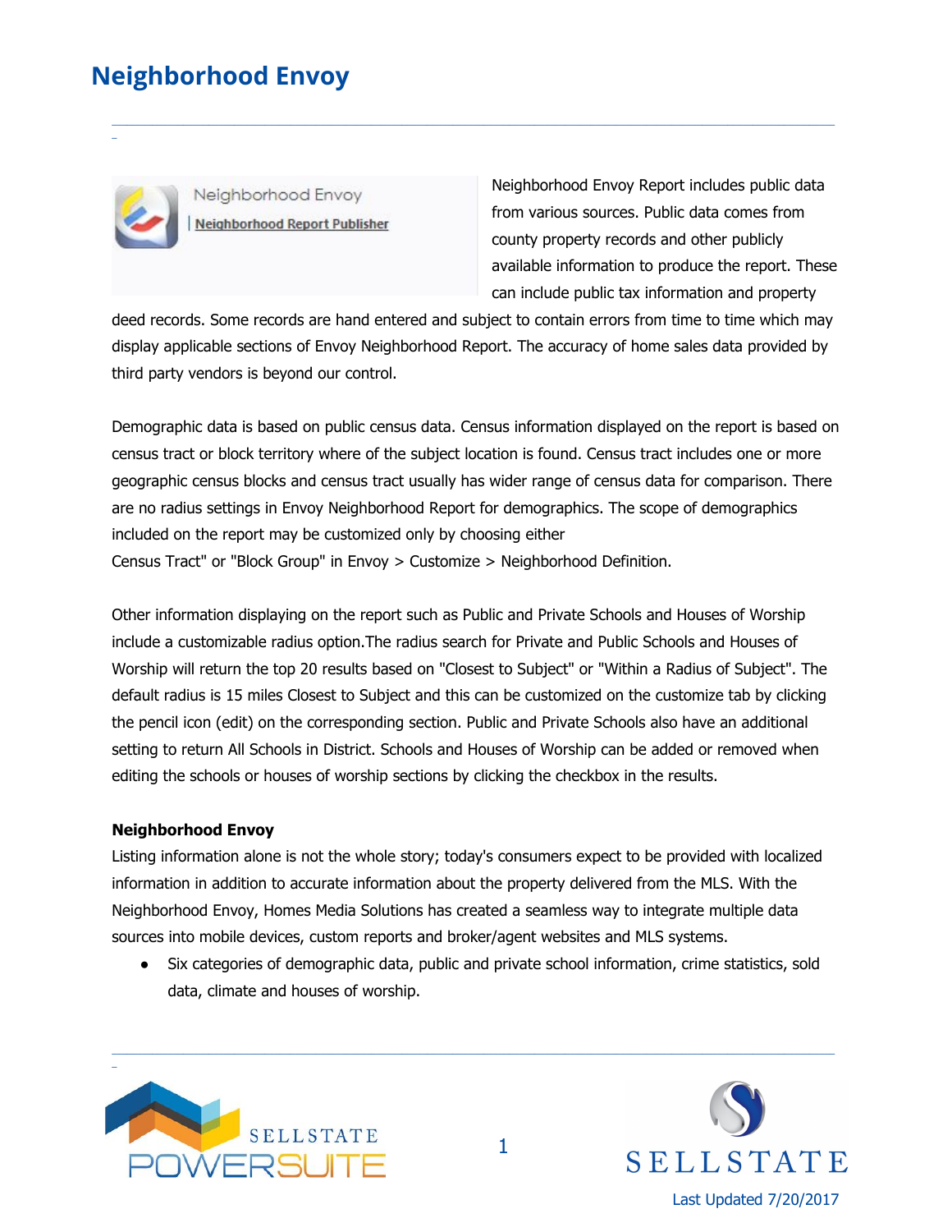# Neighborhood Envoy

Neighborhood Envoy
| Neighborhood Report Publisher

Neighborhood Envoy Report includes public data from various sources. Public data comes from county property records and other publicly available information to produce the report. These can include public tax information and property deed records. Some records are hand entered and subject to contain errors from time to time which may display applicable sections of Envoy Neighborhood Report. The accuracy of home sales data provided by third party vendors is beyond our control.

Demographic data is based on public census data. Census information displayed on the report is based on census tract or block territory where of the subject location is found. Census tract includes one or more geographic census blocks and census tract usually has wider range of census data for comparison. There are no radius settings in Envoy Neighborhood Report for demographics. The scope of demographics included on the report may be customized only by choosing either
Census Tract" or "Block Group" in Envoy > Customize > Neighborhood Definition.

Other information displaying on the report such as Public and Private Schools and Houses of Worship include a customizable radius option.The radius search for Private and Public Schools and Houses of Worship will return the top 20 results based on "Closest to Subject" or "Within a Radius of Subject". The default radius is 15 miles Closest to Subject and this can be customized on the customize tab by clicking the pencil icon (edit) on the corresponding section. Public and Private Schools also have an additional setting to return All Schools in District. Schools and Houses of Worship can be added or removed when editing the schools or houses of worship sections by clicking the checkbox in the results.

**Neighborhood Envoy**
Listing information alone is not the whole story; today's consumers expect to be provided with localized information in addition to accurate information about the property delivered from the MLS. With the Neighborhood Envoy, Homes Media Solutions has created a seamless way to integrate multiple data sources into mobile devices, custom reports and broker/agent websites and MLS systems.

- Six categories of demographic data, public and private school information, crime statistics, sold data, climate and houses of worship.

Last Updated 7/20/2017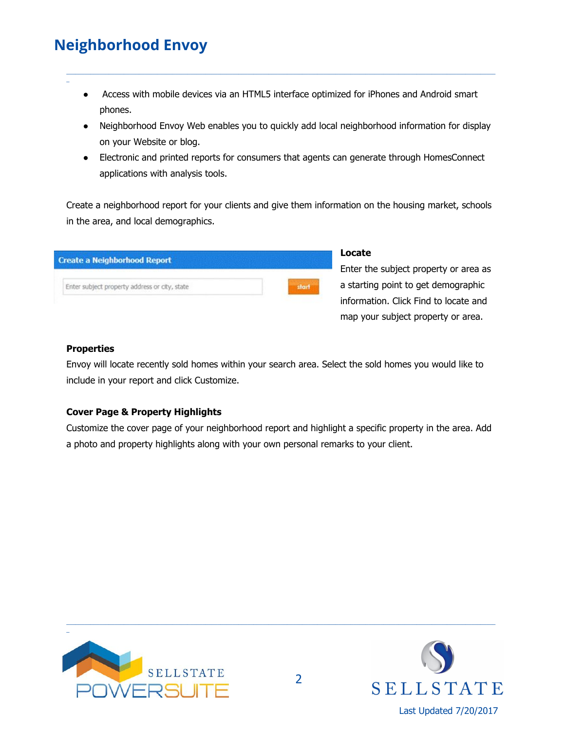# Neighborhood Envoy

- Access with mobile devices via an HTML5 interface optimized for iPhones and Android smart phones.
- Neighborhood Envoy Web enables you to quickly add local neighborhood information for display on your Website or blog.
- Electronic and printed reports for consumers that agents can generate through HomesConnect applications with analysis tools.

Create a neighborhood report for your clients and give them information on the housing market, schools in the area, and local demographics.

**Locate**
Enter the subject property or area as a starting point to get demographic information. Click Find to locate and map your subject property or area.

**Properties**
Envoy will locate recently sold homes within your search area. Select the sold homes you would like to include in your report and click Customize.

**Cover Page & Property Highlights**
Customize the cover page of your neighborhood report and highlight a specific property in the area. Add a photo and property highlights along with your own personal remarks to your client.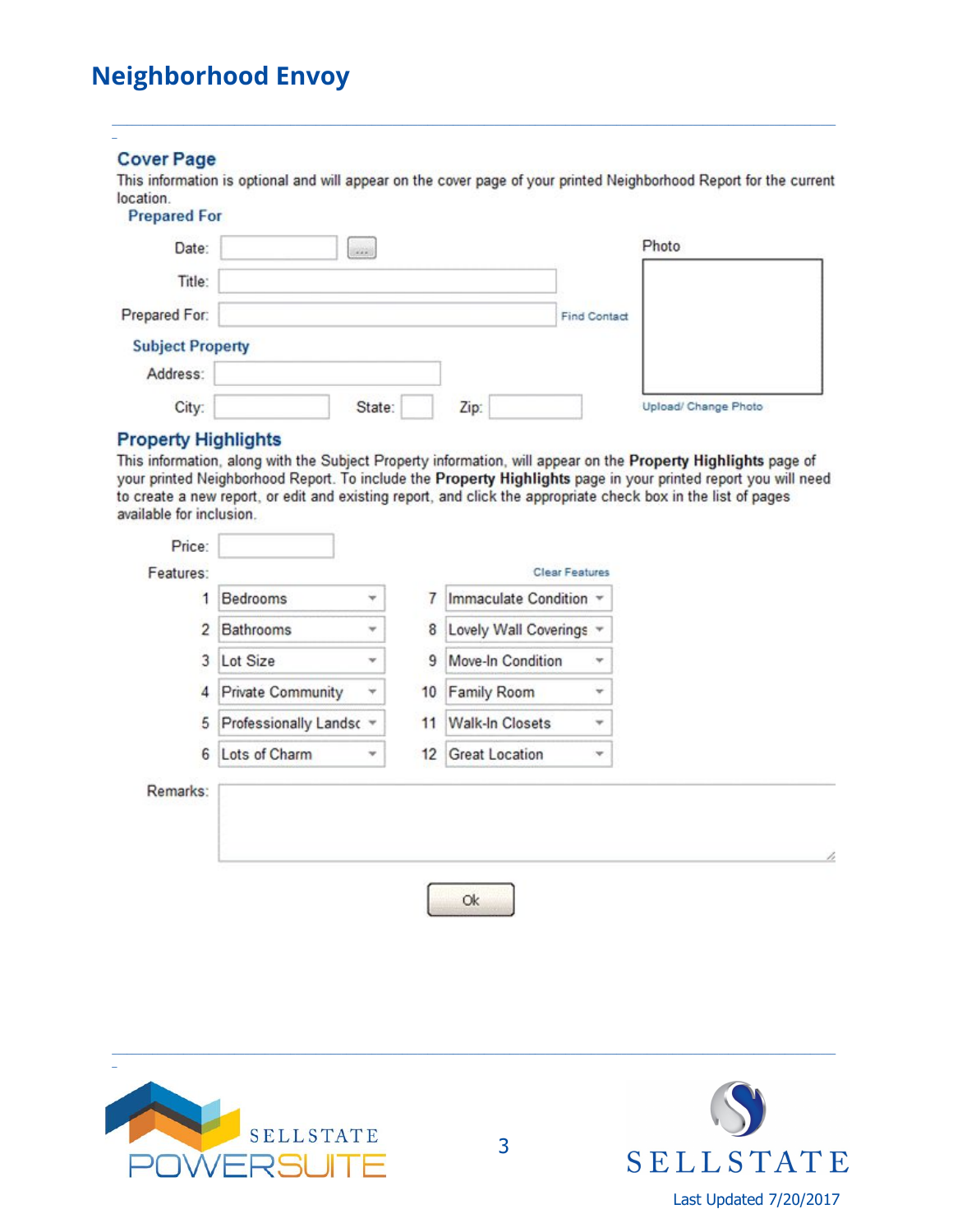# Neighborhood Envoy

## Cover Page

This information is optional and will appear on the cover page of your printed Neighborhood Report for the current location.

**Prepared For**

Date: 

Title: 

Prepared For: Find Contact

Photo

Upload/ Change Photo

**Subject Property**

Address: 

City: State: Zip: 

## Property Highlights

This information, along with the Subject Property information, will appear on the **Property Highlights** page of your printed Neighborhood Report. To include the **Property Highlights** page in your printed report you will need to create a new report, or edit and existing report, and click the appropriate check box in the list of pages available for inclusion.

Price: 

Features: Clear Features

| # | Feature | # | Feature |
|---|---|---|---|
| 1 | Bedrooms | 7 | Immaculate Condition |
| 2 | Bathrooms | 8 | Lovely Wall Coverings |
| 3 | Lot Size | 9 | Move-In Condition |
| 4 | Private Community | 10 | Family Room |
| 5 | Professionally Landsc | 11 | Walk-In Closets |
| 6 | Lots of Charm | 12 | Great Location |

Remarks: 

Ok

Last Updated 7/20/2017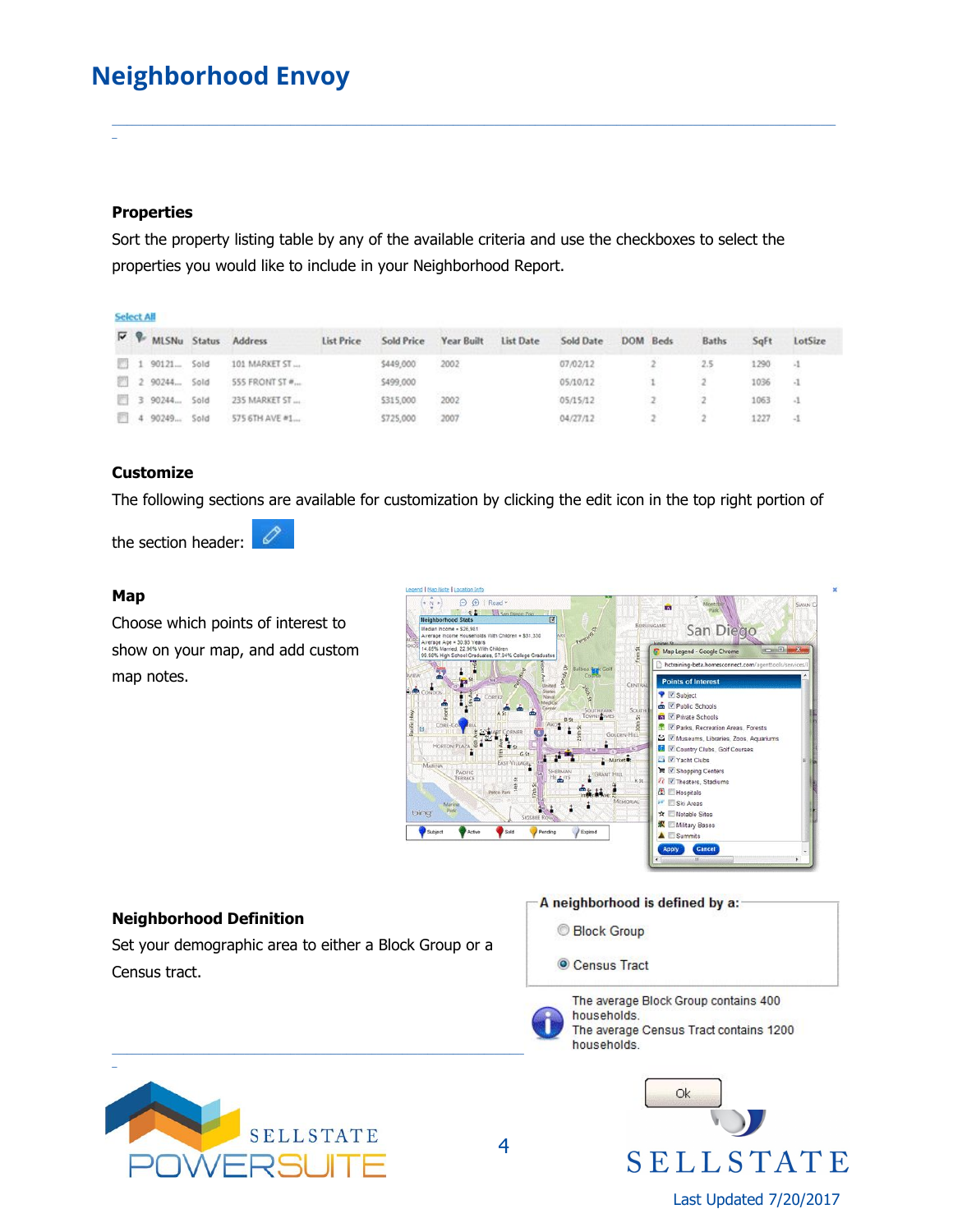# Neighborhood Envoy

### Properties

Sort the property listing table by any of the available criteria and use the checkboxes to select the properties you would like to include in your Neighborhood Report.

Select All

| | | MLSNu | Status | Address | List Price | Sold Price | Year Built | List Date | Sold Date | DOM | Beds | Baths | SqFt | LotSize |
|---|---|---|---|---|---|---|---|---|---|---|---|---|---|---|
| ☐ | 1 | 90121... | Sold | 101 MARKET ST ... | | $449,000 | 2002 | | 07/02/12 | | 2 | 2.5 | 1290 | -1 |
| ☐ | 2 | 90244... | Sold | 555 FRONT ST #... | | $499,000 | | | 05/10/12 | | 1 | 2 | 1036 | -1 |
| ☐ | 3 | 90244... | Sold | 235 MARKET ST ... | | $315,000 | 2002 | | 05/15/12 | | 2 | 2 | 1063 | -1 |
| ☐ | 4 | 90249... | Sold | 575 6TH AVE #1... | | $725,000 | 2007 | | 04/27/12 | | 2 | 2 | 1227 | -1 |

### Customize

The following sections are available for customization by clicking the edit icon in the top right portion of the section header:

### Map

Choose which points of interest to show on your map, and add custom map notes.

### Neighborhood Definition

Set your demographic area to either a Block Group or a Census tract.

A neighborhood is defined by a:

- ○ Block Group
- ◉ Census Tract

The average Block Group contains 400 households.
The average Census Tract contains 1200 households.

Ok

Last Updated 7/20/2017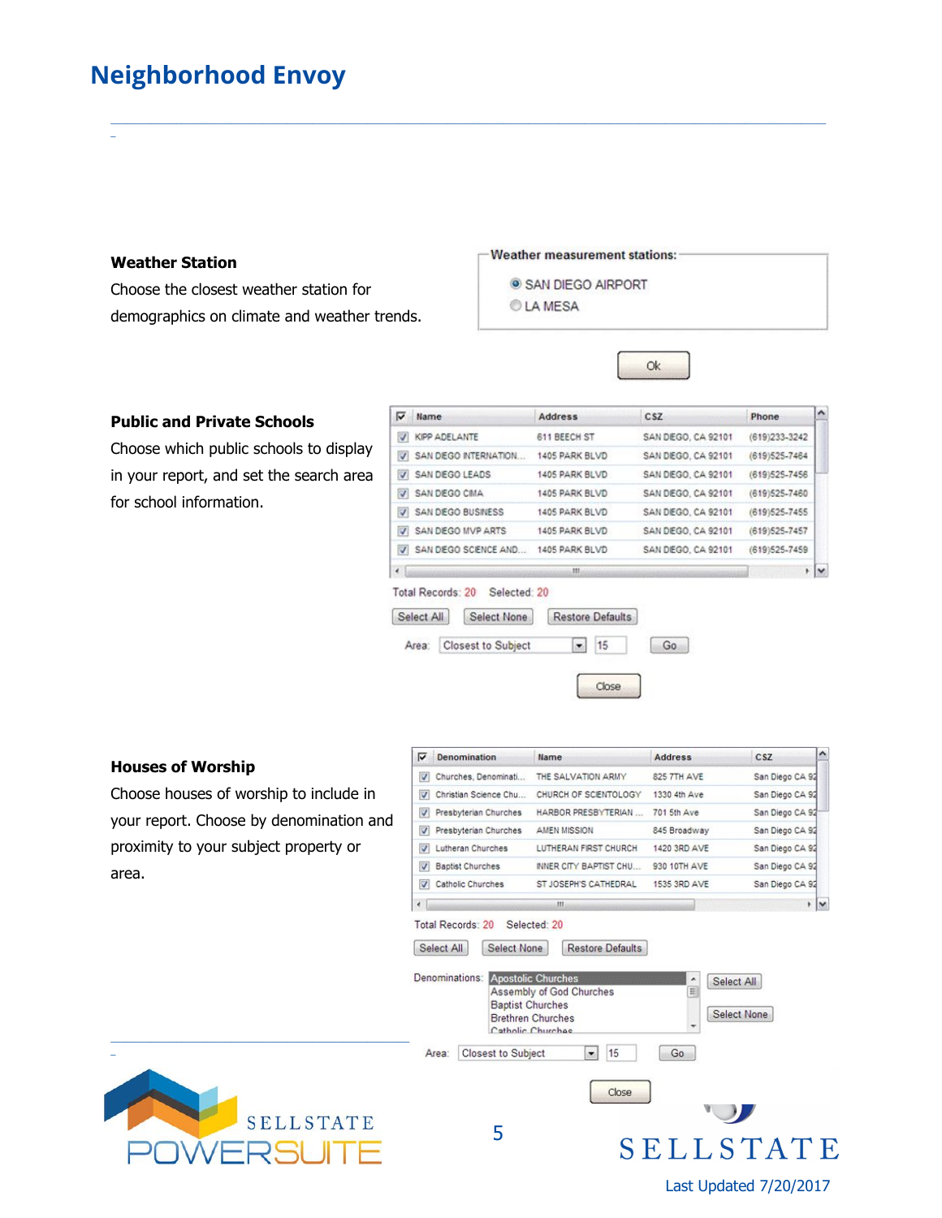# Neighborhood Envoy

**Weather Station**

Choose the closest weather station for demographics on climate and weather trends.

Weather measurement stations:

- SAN DIEGO AIRPORT
- LA MESA

Ok

**Public and Private Schools**

Choose which public schools to display in your report, and set the search area for school information.

| Name | Address | CSZ | Phone |
| --- | --- | --- | --- |
| KIPP ADELANTE | 611 BEECH ST | SAN DIEGO, CA 92101 | (619)233-3242 |
| SAN DIEGO INTERNATION... | 1405 PARK BLVD | SAN DIEGO, CA 92101 | (619)525-7464 |
| SAN DIEGO LEADS | 1405 PARK BLVD | SAN DIEGO, CA 92101 | (619)525-7456 |
| SAN DIEGO CIMA | 1405 PARK BLVD | SAN DIEGO, CA 92101 | (619)525-7460 |
| SAN DIEGO BUSINESS | 1405 PARK BLVD | SAN DIEGO, CA 92101 | (619)525-7455 |
| SAN DIEGO MVP ARTS | 1405 PARK BLVD | SAN DIEGO, CA 92101 | (619)525-7457 |
| SAN DIEGO SCIENCE AND... | 1405 PARK BLVD | SAN DIEGO, CA 92101 | (619)525-7459 |

Total Records: 20 Selected: 20

Select All | Select None | Restore Defaults

Area: Closest to Subject | 15 | Go

Close

**Houses of Worship**

Choose houses of worship to include in your report. Choose by denomination and proximity to your subject property or area.

| Denomination | Name | Address | CSZ |
| --- | --- | --- | --- |
| Churches, Denominati... | THE SALVATION ARMY | 825 7TH AVE | San Diego CA 92 |
| Christian Science Chu... | CHURCH OF SCIENTOLOGY | 1330 4th Ave | San Diego CA 92 |
| Presbyterian Churches | HARBOR PRESBYTERIAN ... | 701 5th Ave | San Diego CA 92 |
| Presbyterian Churches | AMEN MISSION | 845 Broadway | San Diego CA 92 |
| Lutheran Churches | LUTHERAN FIRST CHURCH | 1420 3RD AVE | San Diego CA 92 |
| Baptist Churches | INNER CITY BAPTIST CHU... | 930 10TH AVE | San Diego CA 92 |
| Catholic Churches | ST JOSEPH'S CATHEDRAL | 1535 3RD AVE | San Diego CA 92 |

Total Records: 20 Selected: 20

Select All | Select None | Restore Defaults

Denominations: Apostolic Churches, Assembly of God Churches, Baptist Churches, Brethren Churches, Catholic Churches

Select All | Select None

Area: Closest to Subject | 15 | Go

Close

Last Updated 7/20/2017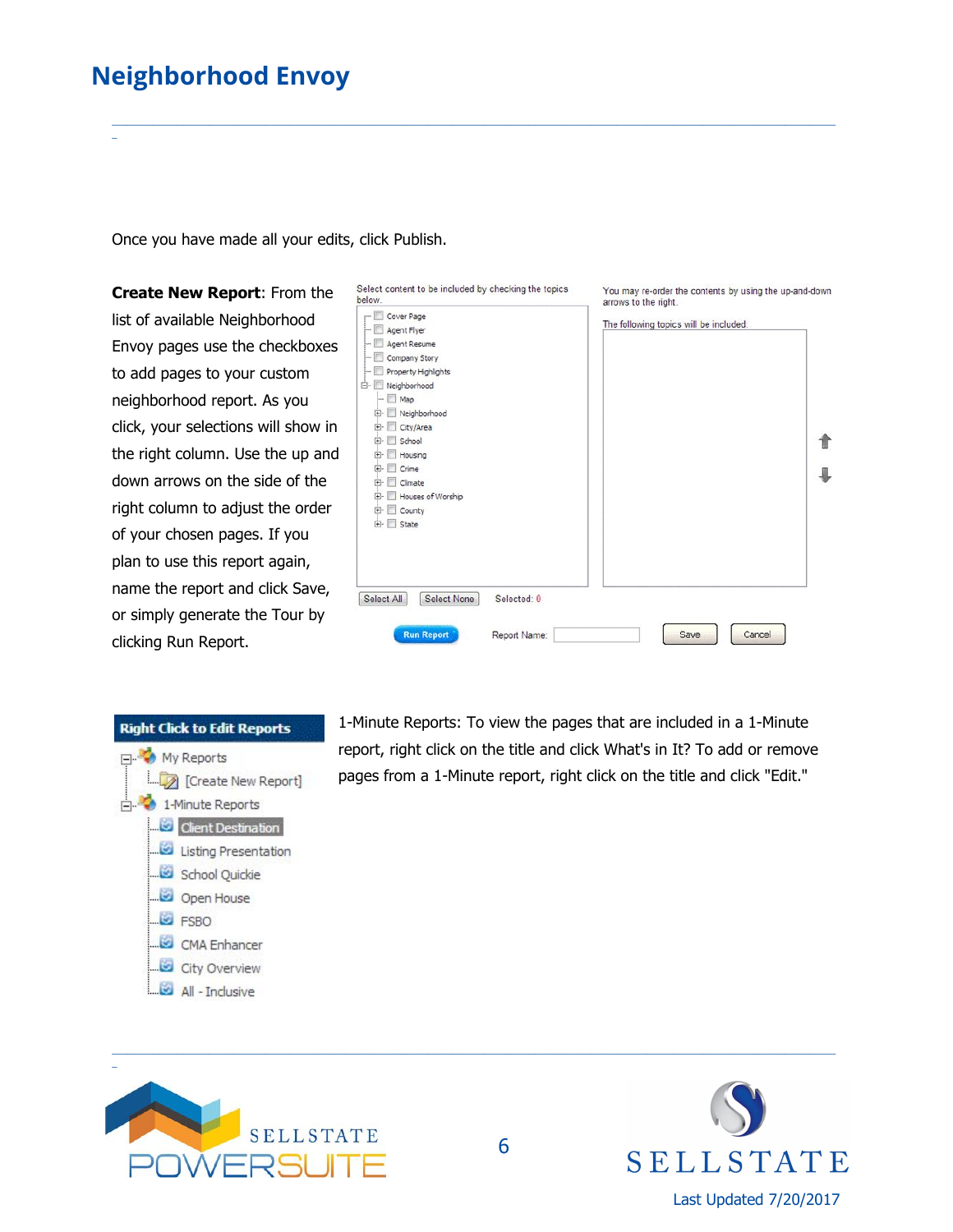# Neighborhood Envoy

Once you have made all your edits, click Publish.

**Create New Report**: From the list of available Neighborhood Envoy pages use the checkboxes to add pages to your custom neighborhood report. As you click, your selections will show in the right column. Use the up and down arrows on the side of the right column to adjust the order of your chosen pages. If you plan to use this report again, name the report and click Save, or simply generate the Tour by clicking Run Report.

1-Minute Reports: To view the pages that are included in a 1-Minute report, right click on the title and click What's in It? To add or remove pages from a 1-Minute report, right click on the title and click "Edit."

Last Updated 7/20/2017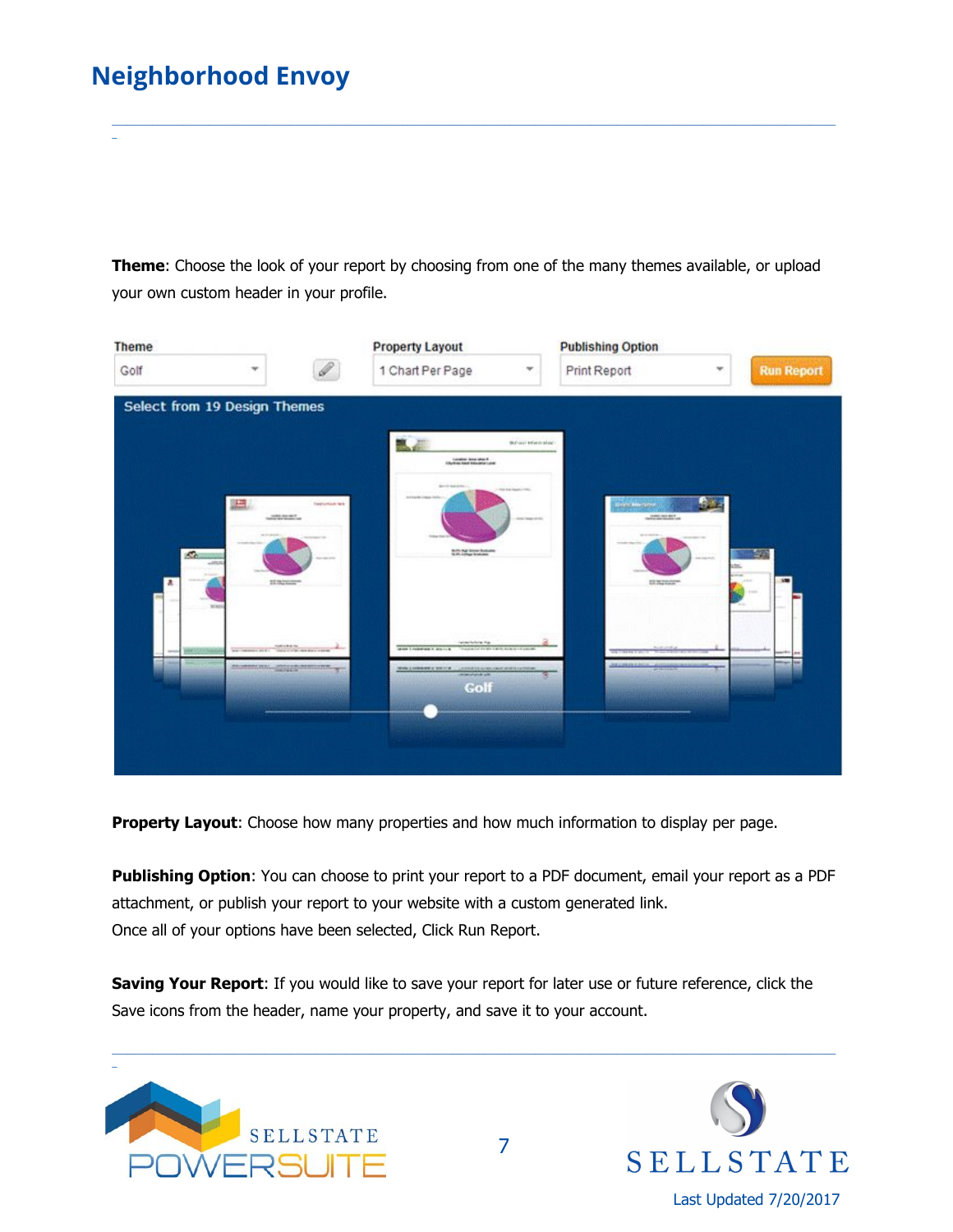**Theme**: Choose the look of your report by choosing from one of the many themes available, or upload your own custom header in your profile.

**Property Layout**: Choose how many properties and how much information to display per page.

**Publishing Option**: You can choose to print your report to a PDF document, email your report as a PDF attachment, or publish your report to your website with a custom generated link.
Once all of your options have been selected, Click Run Report.

**Saving Your Report**: If you would like to save your report for later use or future reference, click the Save icons from the header, name your property, and save it to your account.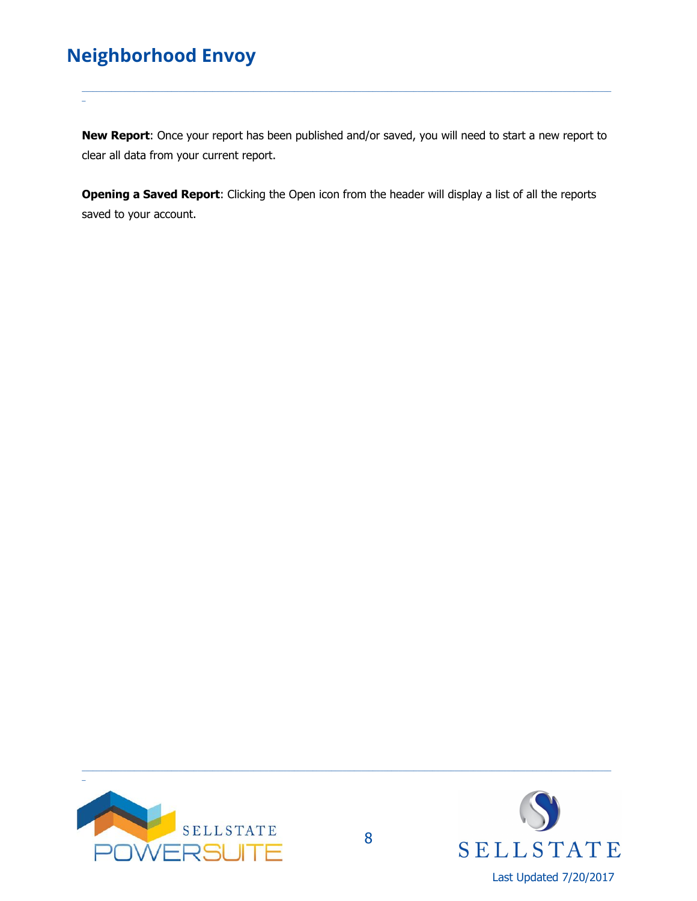**New Report**: Once your report has been published and/or saved, you will need to start a new report to clear all data from your current report.

**Opening a Saved Report**: Clicking the Open icon from the header will display a list of all the reports saved to your account.